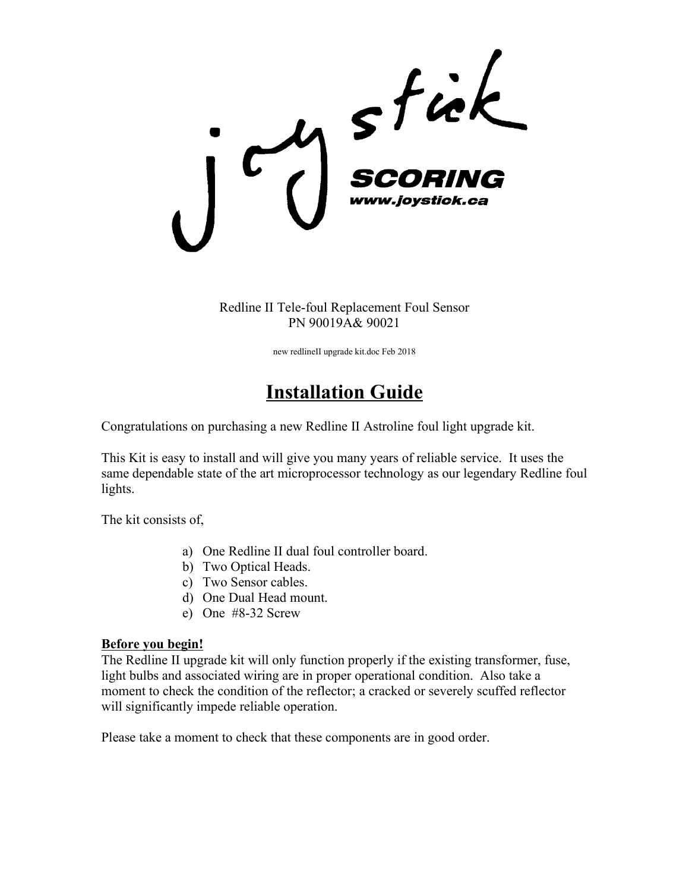joystick

**SCORING**
***www.joystick.ca***

Redline II Tele-foul Replacement Foul Sensor
PN 90019A& 90021

new redlineII upgrade kit.doc Feb 2018

# Installation Guide

Congratulations on purchasing a new Redline II Astroline foul light upgrade kit.

This Kit is easy to install and will give you many years of reliable service. It uses the same dependable state of the art microprocessor technology as our legendary Redline foul lights.

The kit consists of,

a) One Redline II dual foul controller board.
b) Two Optical Heads.
c) Two Sensor cables.
d) One Dual Head mount.
e) One #8-32 Screw

**Before you begin!**
The Redline II upgrade kit will only function properly if the existing transformer, fuse, light bulbs and associated wiring are in proper operational condition. Also take a moment to check the condition of the reflector; a cracked or severely scuffed reflector will significantly impede reliable operation.

Please take a moment to check that these components are in good order.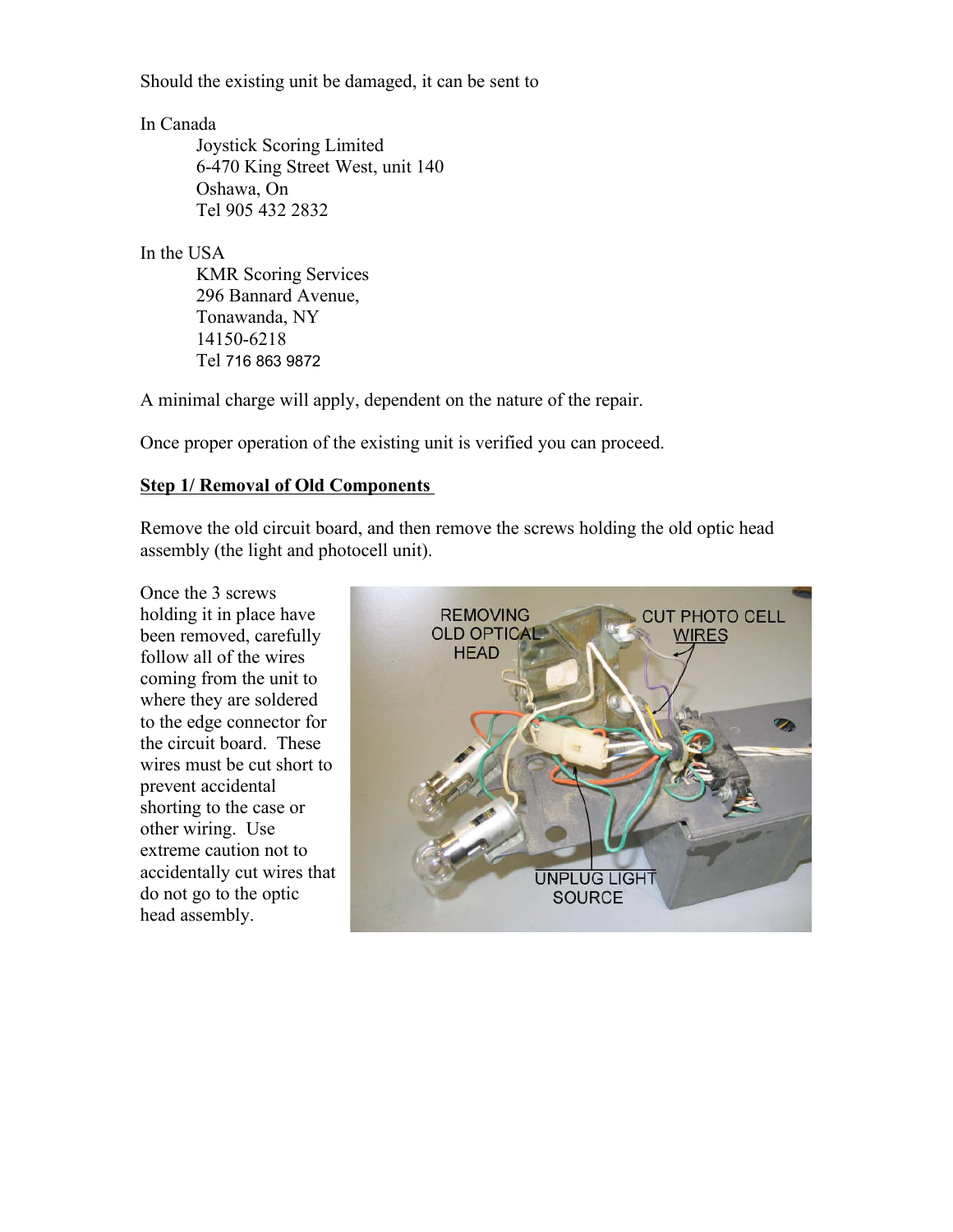Should the existing unit be damaged, it can be sent to

In Canada

Joystick Scoring Limited
6-470 King Street West, unit 140
Oshawa, On
Tel 905 432 2832

In the USA

KMR Scoring Services
296 Bannard Avenue,
Tonawanda, NY
14150-6218
Tel 716 863 9872

A minimal charge will apply, dependent on the nature of the repair.

Once proper operation of the existing unit is verified you can proceed.

**Step 1/ Removal of Old Components**

Remove the old circuit board, and then remove the screws holding the old optic head assembly (the light and photocell unit).

Once the 3 screws holding it in place have been removed, carefully follow all of the wires coming from the unit to where they are soldered to the edge connector for the circuit board. These wires must be cut short to prevent accidental shorting to the case or other wiring. Use extreme caution not to accidentally cut wires that do not go to the optic head assembly.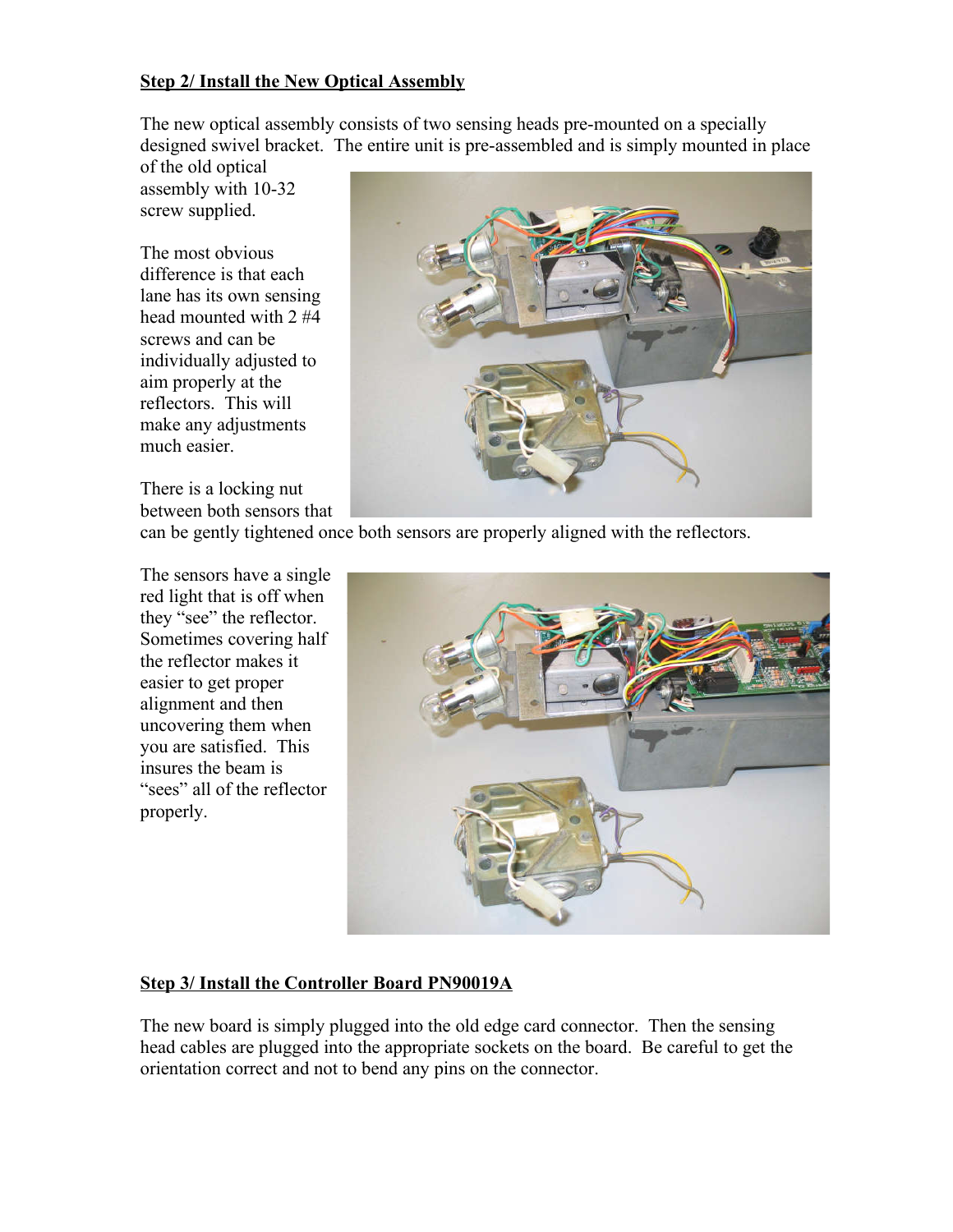**Step 2/ Install the New Optical Assembly**

The new optical assembly consists of two sensing heads pre-mounted on a specially designed swivel bracket. The entire unit is pre-assembled and is simply mounted in place of the old optical assembly with 10-32 screw supplied.

The most obvious difference is that each lane has its own sensing head mounted with 2 #4 screws and can be individually adjusted to aim properly at the reflectors. This will make any adjustments much easier.

There is a locking nut between both sensors that can be gently tightened once both sensors are properly aligned with the reflectors.

The sensors have a single red light that is off when they "see" the reflector. Sometimes covering half the reflector makes it easier to get proper alignment and then uncovering them when you are satisfied. This insures the beam is "sees" all of the reflector properly.

**Step 3/ Install the Controller Board PN90019A**

The new board is simply plugged into the old edge card connector. Then the sensing head cables are plugged into the appropriate sockets on the board. Be careful to get the orientation correct and not to bend any pins on the connector.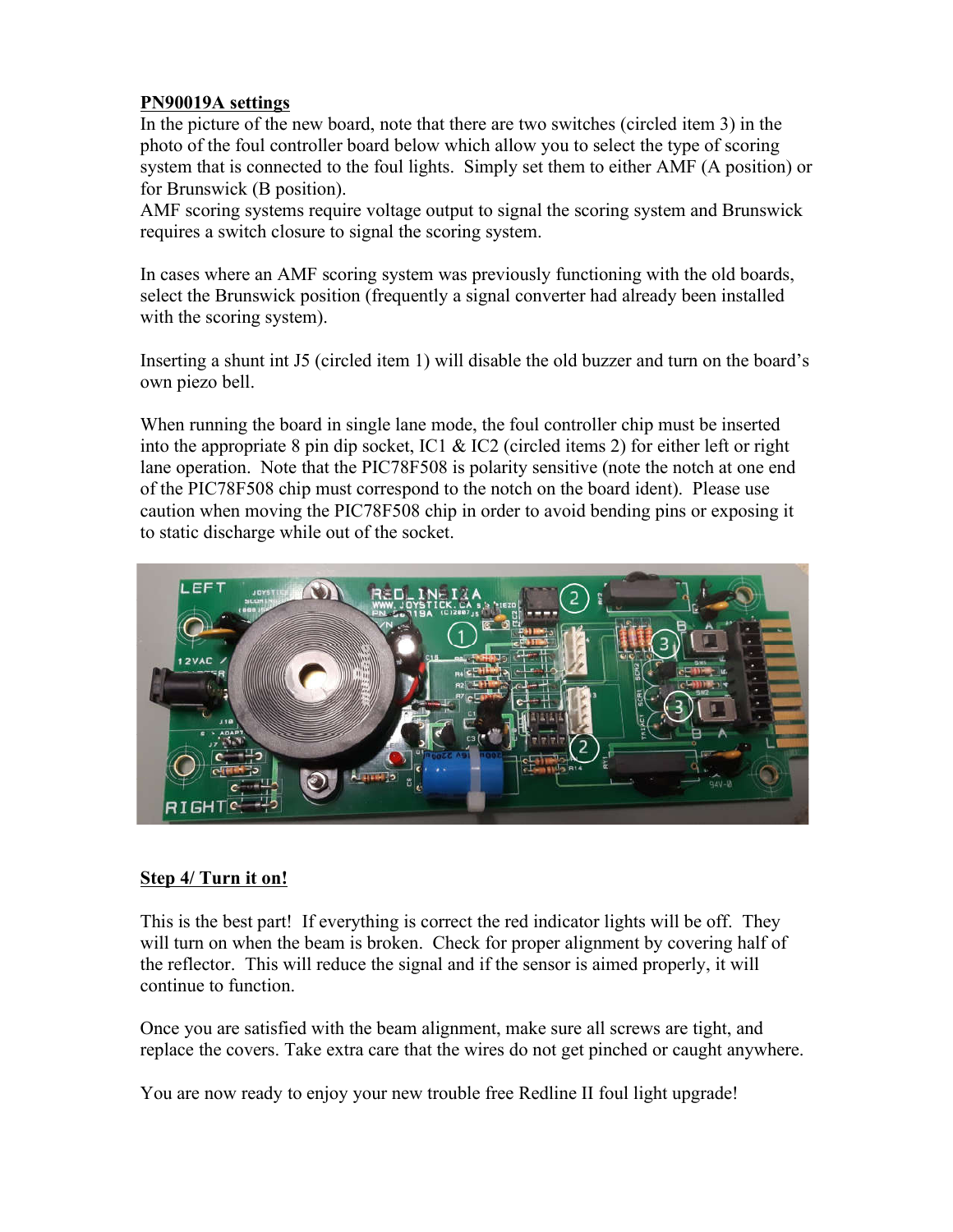**PN90019A settings**

In the picture of the new board, note that there are two switches (circled item 3) in the photo of the foul controller board below which allow you to select the type of scoring system that is connected to the foul lights. Simply set them to either AMF (A position) or for Brunswick (B position).

AMF scoring systems require voltage output to signal the scoring system and Brunswick requires a switch closure to signal the scoring system.

In cases where an AMF scoring system was previously functioning with the old boards, select the Brunswick position (frequently a signal converter had already been installed with the scoring system).

Inserting a shunt int J5 (circled item 1) will disable the old buzzer and turn on the board's own piezo bell.

When running the board in single lane mode, the foul controller chip must be inserted into the appropriate 8 pin dip socket, IC1 & IC2 (circled items 2) for either left or right lane operation. Note that the PIC78F508 is polarity sensitive (note the notch at one end of the PIC78F508 chip must correspond to the notch on the board ident). Please use caution when moving the PIC78F508 chip in order to avoid bending pins or exposing it to static discharge while out of the socket.

**Step 4/ Turn it on!**

This is the best part! If everything is correct the red indicator lights will be off. They will turn on when the beam is broken. Check for proper alignment by covering half of the reflector. This will reduce the signal and if the sensor is aimed properly, it will continue to function.

Once you are satisfied with the beam alignment, make sure all screws are tight, and replace the covers. Take extra care that the wires do not get pinched or caught anywhere.

You are now ready to enjoy your new trouble free Redline II foul light upgrade!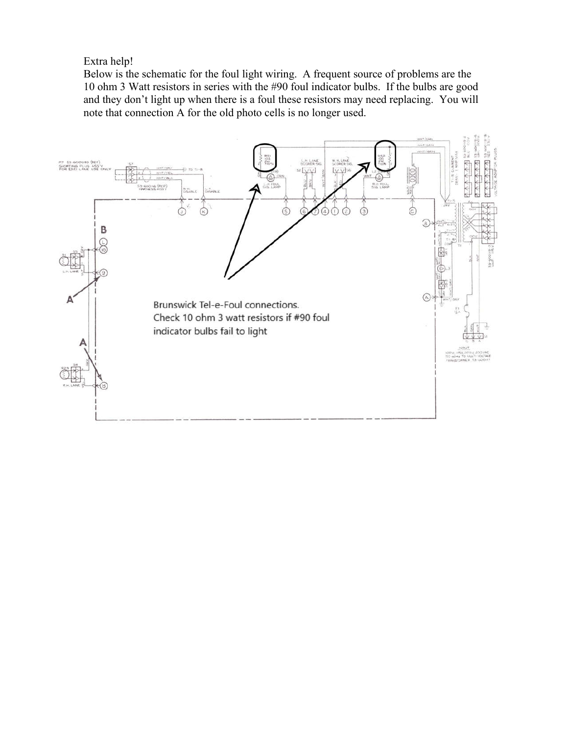Extra help!

Below is the schematic for the foul light wiring. A frequent source of problems are the 10 ohm 3 Watt resistors in series with the #90 foul indicator bulbs. If the bulbs are good and they don't light up when there is a foul these resistors may need replacing. You will note that connection A for the old photo cells is no longer used.

Brunswick Tel-e-Foul connections.
Check 10 ohm 3 watt resistors if #90 foul indicator bulbs fail to light